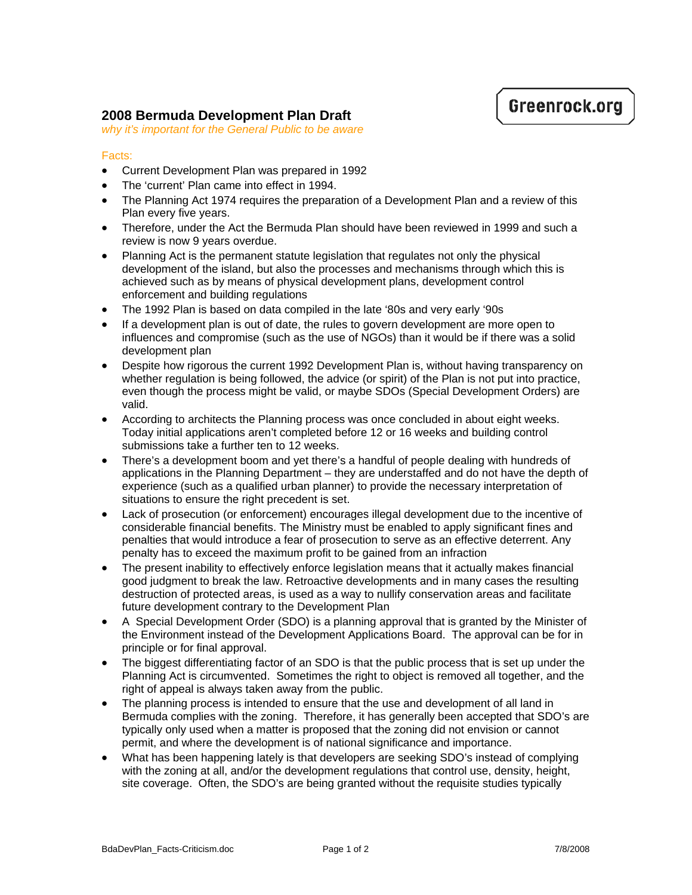Greenrock.org

## 2008 Bermuda Development Plan Draft

*why it's important for the General Public to be aware*

Facts:

- Current Development Plan was prepared in 1992
- The 'current' Plan came into effect in 1994.
- The Planning Act 1974 requires the preparation of a Development Plan and a review of this Plan every five years.
- Therefore, under the Act the Bermuda Plan should have been reviewed in 1999 and such a review is now 9 years overdue.
- Planning Act is the permanent statute legislation that regulates not only the physical development of the island, but also the processes and mechanisms through which this is achieved such as by means of physical development plans, development control enforcement and building regulations
- The 1992 Plan is based on data compiled in the late '80s and very early '90s
- If a development plan is out of date, the rules to govern development are more open to influences and compromise (such as the use of NGOs) than it would be if there was a solid development plan
- Despite how rigorous the current 1992 Development Plan is, without having transparency on whether regulation is being followed, the advice (or spirit) of the Plan is not put into practice, even though the process might be valid, or maybe SDOs (Special Development Orders) are valid.
- According to architects the Planning process was once concluded in about eight weeks. Today initial applications aren't completed before 12 or 16 weeks and building control submissions take a further ten to 12 weeks.
- There's a development boom and yet there's a handful of people dealing with hundreds of applications in the Planning Department – they are understaffed and do not have the depth of experience (such as a qualified urban planner) to provide the necessary interpretation of situations to ensure the right precedent is set.
- Lack of prosecution (or enforcement) encourages illegal development due to the incentive of considerable financial benefits. The Ministry must be enabled to apply significant fines and penalties that would introduce a fear of prosecution to serve as an effective deterrent. Any penalty has to exceed the maximum profit to be gained from an infraction
- The present inability to effectively enforce legislation means that it actually makes financial good judgment to break the law. Retroactive developments and in many cases the resulting destruction of protected areas, is used as a way to nullify conservation areas and facilitate future development contrary to the Development Plan
- A Special Development Order (SDO) is a planning approval that is granted by the Minister of the Environment instead of the Development Applications Board. The approval can be for in principle or for final approval.
- The biggest differentiating factor of an SDO is that the public process that is set up under the Planning Act is circumvented. Sometimes the right to object is removed all together, and the right of appeal is always taken away from the public.
- The planning process is intended to ensure that the use and development of all land in Bermuda complies with the zoning. Therefore, it has generally been accepted that SDO's are typically only used when a matter is proposed that the zoning did not envision or cannot permit, and where the development is of national significance and importance.
- What has been happening lately is that developers are seeking SDO's instead of complying with the zoning at all, and/or the development regulations that control use, density, height, site coverage. Often, the SDO's are being granted without the requisite studies typically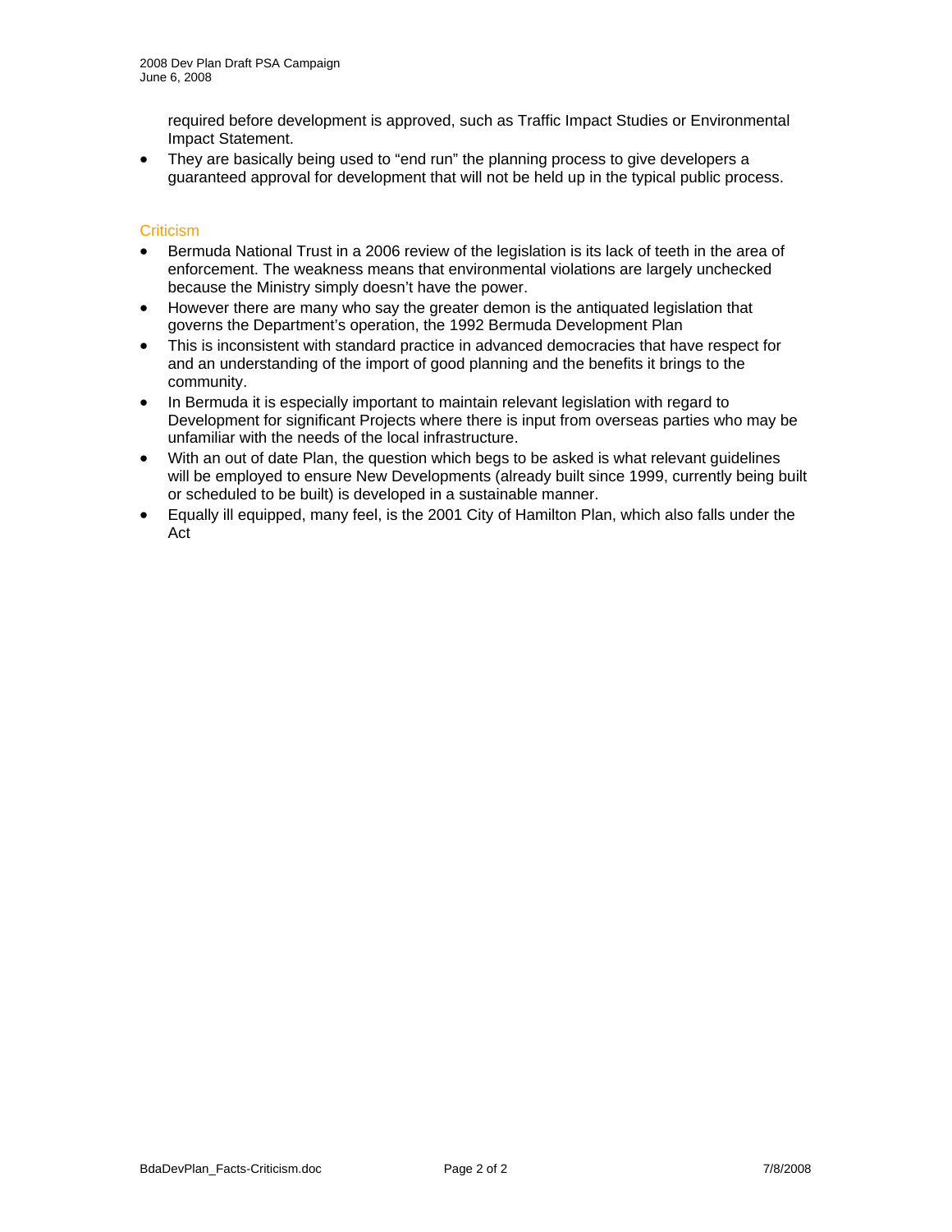required before development is approved, such as Traffic Impact Studies or Environmental Impact Statement.

- They are basically being used to "end run" the planning process to give developers a guaranteed approval for development that will not be held up in the typical public process.

## Criticism

- Bermuda National Trust in a 2006 review of the legislation is its lack of teeth in the area of enforcement. The weakness means that environmental violations are largely unchecked because the Ministry simply doesn't have the power.
- However there are many who say the greater demon is the antiquated legislation that governs the Department's operation, the 1992 Bermuda Development Plan
- This is inconsistent with standard practice in advanced democracies that have respect for and an understanding of the import of good planning and the benefits it brings to the community.
- In Bermuda it is especially important to maintain relevant legislation with regard to Development for significant Projects where there is input from overseas parties who may be unfamiliar with the needs of the local infrastructure.
- With an out of date Plan, the question which begs to be asked is what relevant guidelines will be employed to ensure New Developments (already built since 1999, currently being built or scheduled to be built) is developed in a sustainable manner.
- Equally ill equipped, many feel, is the 2001 City of Hamilton Plan, which also falls under the Act